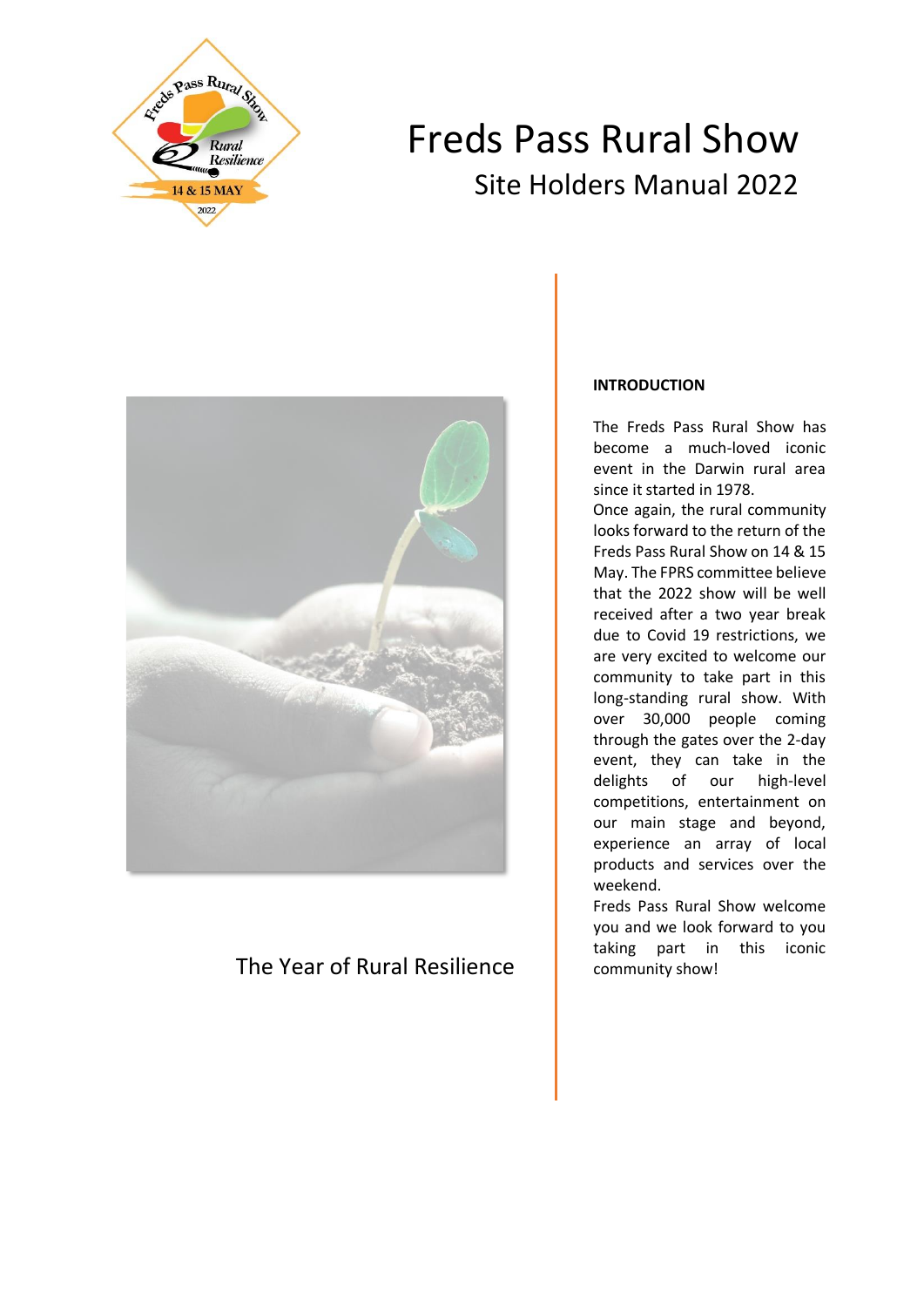# Freds Pass Rural Show

## Site Holders Manual 2022

The Year of Rural Resilience

**INTRODUCTION**

The Freds Pass Rural Show has become a much-loved iconic event in the Darwin rural area since it started in 1978.

Once again, the rural community looks forward to the return of the Freds Pass Rural Show on 14 & 15 May. The FPRS committee believe that the 2022 show will be well received after a two year break due to Covid 19 restrictions, we are very excited to welcome our community to take part in this long-standing rural show. With over 30,000 people coming through the gates over the 2-day event, they can take in the delights of our high-level competitions, entertainment on our main stage and beyond, experience an array of local products and services over the weekend.

Freds Pass Rural Show welcome you and we look forward to you taking part in this iconic community show!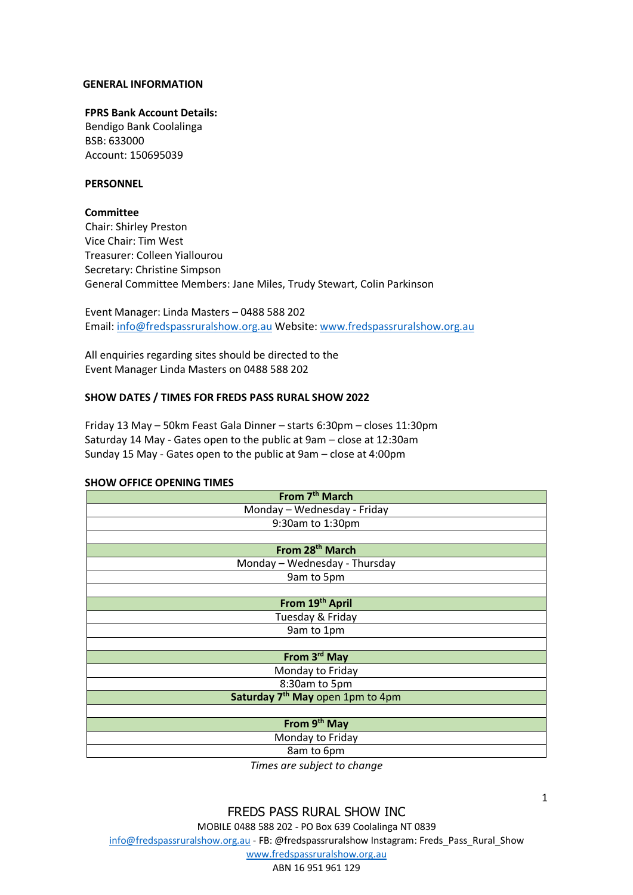## GENERAL INFORMATION

**FPRS Bank Account Details:**
Bendigo Bank Coolalinga
BSB: 633000
Account: 150695039

### PERSONNEL

**Committee**
Chair: Shirley Preston
Vice Chair: Tim West
Treasurer: Colleen Yiallourou
Secretary: Christine Simpson
General Committee Members: Jane Miles, Trudy Stewart, Colin Parkinson

Event Manager: Linda Masters – 0488 588 202
Email: info@fredspassruralshow.org.au Website: www.fredspassruralshow.org.au

All enquiries regarding sites should be directed to the
Event Manager Linda Masters on 0488 588 202

### SHOW DATES / TIMES FOR FREDS PASS RURAL SHOW 2022

Friday 13 May – 50km Feast Gala Dinner – starts 6:30pm – closes 11:30pm
Saturday 14 May - Gates open to the public at 9am – close at 12:30am
Sunday 15 May - Gates open to the public at 9am – close at 4:00pm

### SHOW OFFICE OPENING TIMES

| **From 7th March** |
|---|
| Monday – Wednesday - Friday |
| 9:30am to 1:30pm |
| |
| **From 28th March** |
| Monday – Wednesday - Thursday |
| 9am to 5pm |
| |
| **From 19th April** |
| Tuesday & Friday |
| 9am to 1pm |
| |
| **From 3rd May** |
| Monday to Friday |
| 8:30am to 5pm |
| **Saturday 7th May** open 1pm to 4pm |
| |
| **From 9th May** |
| Monday to Friday |
| 8am to 6pm |

*Times are subject to change*

FREDS PASS RURAL SHOW INC
MOBILE 0488 588 202 - PO Box 639 Coolalinga NT 0839
info@fredspassruralshow.org.au - FB: @fredspassruralshow Instagram: Freds_Pass_Rural_Show
www.fredspassruralshow.org.au
ABN 16 951 961 129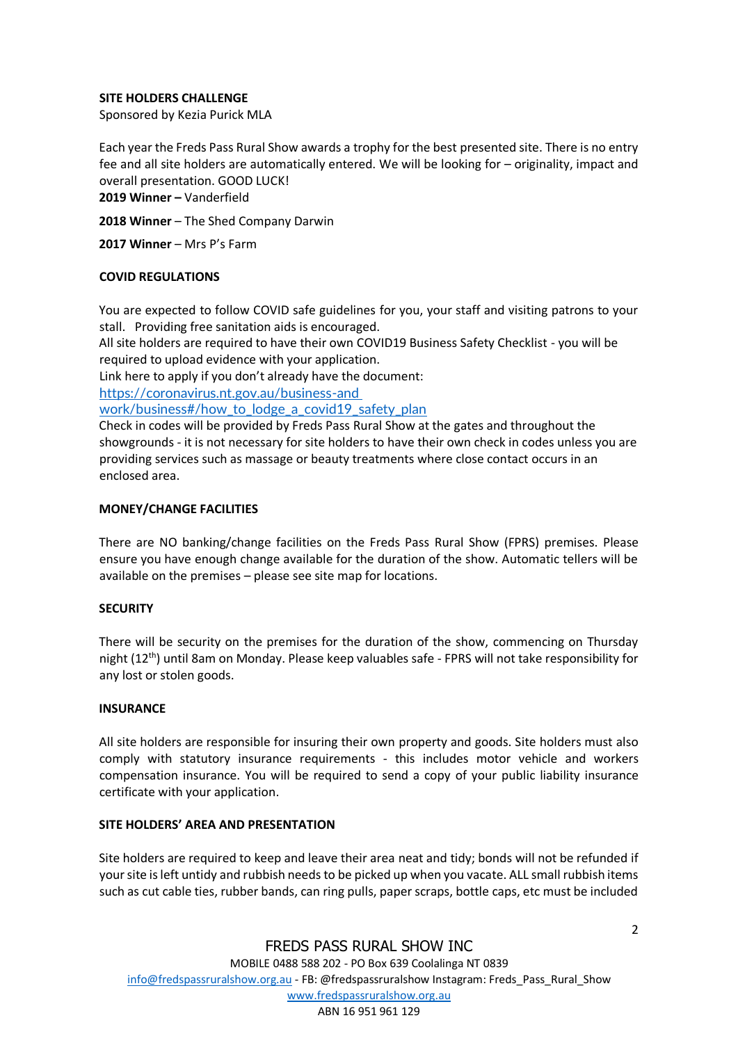**SITE HOLDERS CHALLENGE**

Sponsored by Kezia Purick MLA

Each year the Freds Pass Rural Show awards a trophy for the best presented site. There is no entry fee and all site holders are automatically entered. We will be looking for – originality, impact and overall presentation. GOOD LUCK!

**2019 Winner –** Vanderfield

**2018 Winner** – The Shed Company Darwin

**2017 Winner** – Mrs P's Farm

**COVID REGULATIONS**

You are expected to follow COVID safe guidelines for you, your staff and visiting patrons to your stall. Providing free sanitation aids is encouraged.

All site holders are required to have their own COVID19 Business Safety Checklist - you will be required to upload evidence with your application.

Link here to apply if you don't already have the document:

https://coronavirus.nt.gov.au/business-and work/business#/how_to_lodge_a_covid19_safety_plan

Check in codes will be provided by Freds Pass Rural Show at the gates and throughout the showgrounds - it is not necessary for site holders to have their own check in codes unless you are providing services such as massage or beauty treatments where close contact occurs in an enclosed area.

**MONEY/CHANGE FACILITIES**

There are NO banking/change facilities on the Freds Pass Rural Show (FPRS) premises. Please ensure you have enough change available for the duration of the show. Automatic tellers will be available on the premises – please see site map for locations.

**SECURITY**

There will be security on the premises for the duration of the show, commencing on Thursday night (12th) until 8am on Monday. Please keep valuables safe - FPRS will not take responsibility for any lost or stolen goods.

**INSURANCE**

All site holders are responsible for insuring their own property and goods. Site holders must also comply with statutory insurance requirements - this includes motor vehicle and workers compensation insurance. You will be required to send a copy of your public liability insurance certificate with your application.

**SITE HOLDERS' AREA AND PRESENTATION**

Site holders are required to keep and leave their area neat and tidy; bonds will not be refunded if your site is left untidy and rubbish needs to be picked up when you vacate. ALL small rubbish items such as cut cable ties, rubber bands, can ring pulls, paper scraps, bottle caps, etc must be included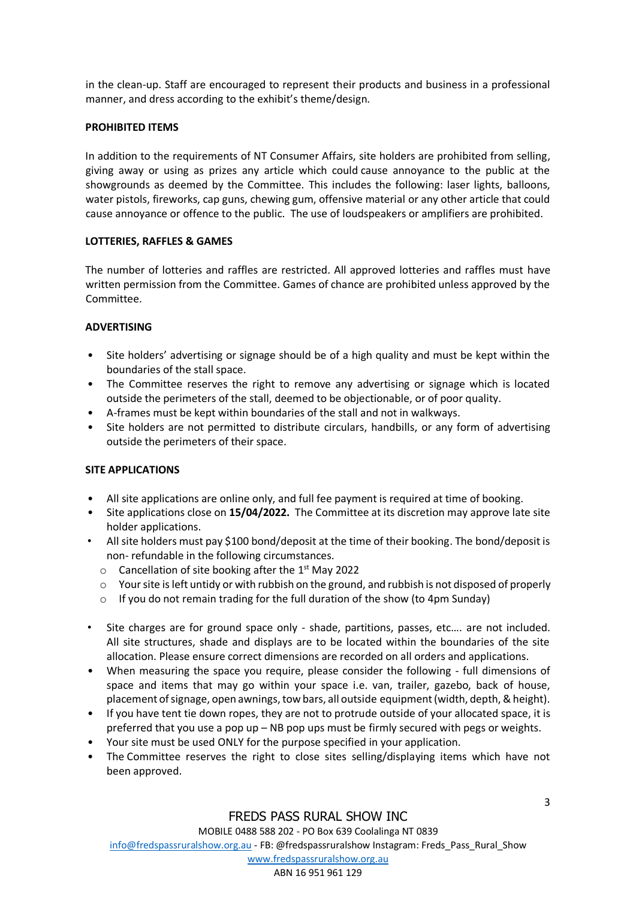in the clean-up. Staff are encouraged to represent their products and business in a professional manner, and dress according to the exhibit's theme/design.

**PROHIBITED ITEMS**

In addition to the requirements of NT Consumer Affairs, site holders are prohibited from selling, giving away or using as prizes any article which could cause annoyance to the public at the showgrounds as deemed by the Committee. This includes the following: laser lights, balloons, water pistols, fireworks, cap guns, chewing gum, offensive material or any other article that could cause annoyance or offence to the public. The use of loudspeakers or amplifiers are prohibited.

**LOTTERIES, RAFFLES & GAMES**

The number of lotteries and raffles are restricted. All approved lotteries and raffles must have written permission from the Committee. Games of chance are prohibited unless approved by the Committee.

**ADVERTISING**

- Site holders' advertising or signage should be of a high quality and must be kept within the boundaries of the stall space.
- The Committee reserves the right to remove any advertising or signage which is located outside the perimeters of the stall, deemed to be objectionable, or of poor quality.
- A-frames must be kept within boundaries of the stall and not in walkways.
- Site holders are not permitted to distribute circulars, handbills, or any form of advertising outside the perimeters of their space.

**SITE APPLICATIONS**

- All site applications are online only, and full fee payment is required at time of booking.
- Site applications close on **15/04/2022.** The Committee at its discretion may approve late site holder applications.
- All site holders must pay $100 bond/deposit at the time of their booking. The bond/deposit is non- refundable in the following circumstances.
  - Cancellation of site booking after the 1st May 2022
  - Your site is left untidy or with rubbish on the ground, and rubbish is not disposed of properly
  - If you do not remain trading for the full duration of the show (to 4pm Sunday)
- Site charges are for ground space only - shade, partitions, passes, etc…. are not included. All site structures, shade and displays are to be located within the boundaries of the site allocation. Please ensure correct dimensions are recorded on all orders and applications.
- When measuring the space you require, please consider the following - full dimensions of space and items that may go within your space i.e. van, trailer, gazebo, back of house, placement of signage, open awnings, tow bars, all outside equipment (width, depth, & height).
- If you have tent tie down ropes, they are not to protrude outside of your allocated space, it is preferred that you use a pop up – NB pop ups must be firmly secured with pegs or weights.
- Your site must be used ONLY for the purpose specified in your application.
- The Committee reserves the right to close sites selling/displaying items which have not been approved.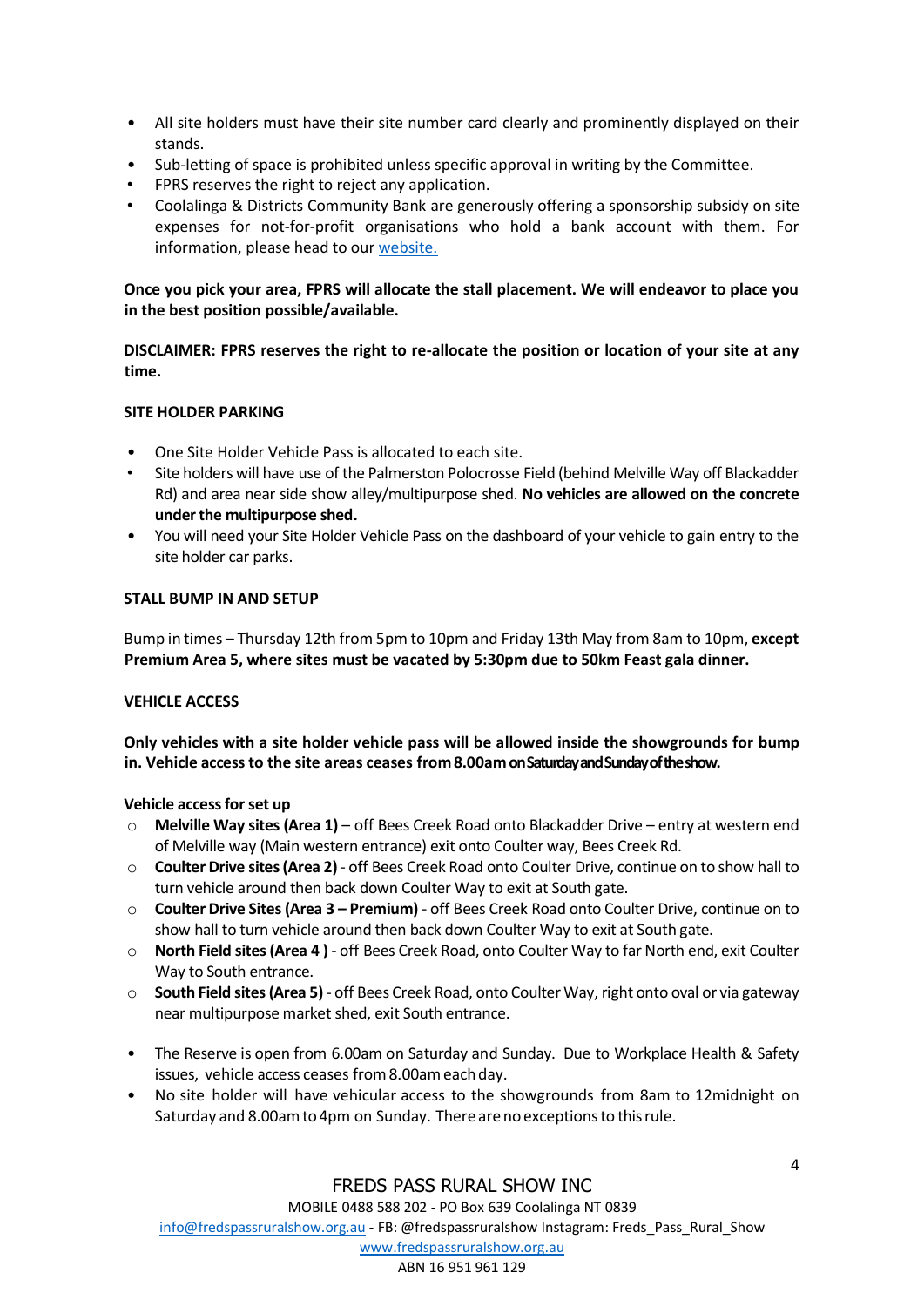- All site holders must have their site number card clearly and prominently displayed on their stands.
- Sub-letting of space is prohibited unless specific approval in writing by the Committee.
- FPRS reserves the right to reject any application.
- Coolalinga & Districts Community Bank are generously offering a sponsorship subsidy on site expenses for not-for-profit organisations who hold a bank account with them. For information, please head to our [website.](http://www.fredspassruralshow.org.au)

**Once you pick your area, FPRS will allocate the stall placement. We will endeavor to place you in the best position possible/available.**

**DISCLAIMER: FPRS reserves the right to re-allocate the position or location of your site at any time.**

**SITE HOLDER PARKING**

- One Site Holder Vehicle Pass is allocated to each site.
- Site holders will have use of the Palmerston Polocrosse Field (behind Melville Way off Blackadder Rd) and area near side show alley/multipurpose shed. **No vehicles are allowed on the concrete under the multipurpose shed.**
- You will need your Site Holder Vehicle Pass on the dashboard of your vehicle to gain entry to the site holder car parks.

**STALL BUMP IN AND SETUP**

Bump in times – Thursday 12th from 5pm to 10pm and Friday 13th May from 8am to 10pm, **except Premium Area 5, where sites must be vacated by 5:30pm due to 50km Feast gala dinner.**

**VEHICLE ACCESS**

**Only vehicles with a site holder vehicle pass will be allowed inside the showgrounds for bump in. Vehicle access to the site areas ceases from 8.00am on Saturday and Sunday of the show.**

**Vehicle access for set up**

- **Melville Way sites (Area 1)** – off Bees Creek Road onto Blackadder Drive – entry at western end of Melville way (Main western entrance) exit onto Coulter way, Bees Creek Rd.
- **Coulter Drive sites (Area 2)** - off Bees Creek Road onto Coulter Drive, continue on to show hall to turn vehicle around then back down Coulter Way to exit at South gate.
- **Coulter Drive Sites (Area 3 – Premium)** - off Bees Creek Road onto Coulter Drive, continue on to show hall to turn vehicle around then back down Coulter Way to exit at South gate.
- **North Field sites (Area 4 )** - off Bees Creek Road, onto Coulter Way to far North end, exit Coulter Way to South entrance.
- **South Field sites (Area 5)** - off Bees Creek Road, onto Coulter Way, right onto oval or via gateway near multipurpose market shed, exit South entrance.

- The Reserve is open from 6.00am on Saturday and Sunday. Due to Workplace Health & Safety issues, vehicle access ceases from 8.00am each day.
- No site holder will have vehicular access to the showgrounds from 8am to 12midnight on Saturday and 8.00am to 4pm on Sunday. There are no exceptions to this rule.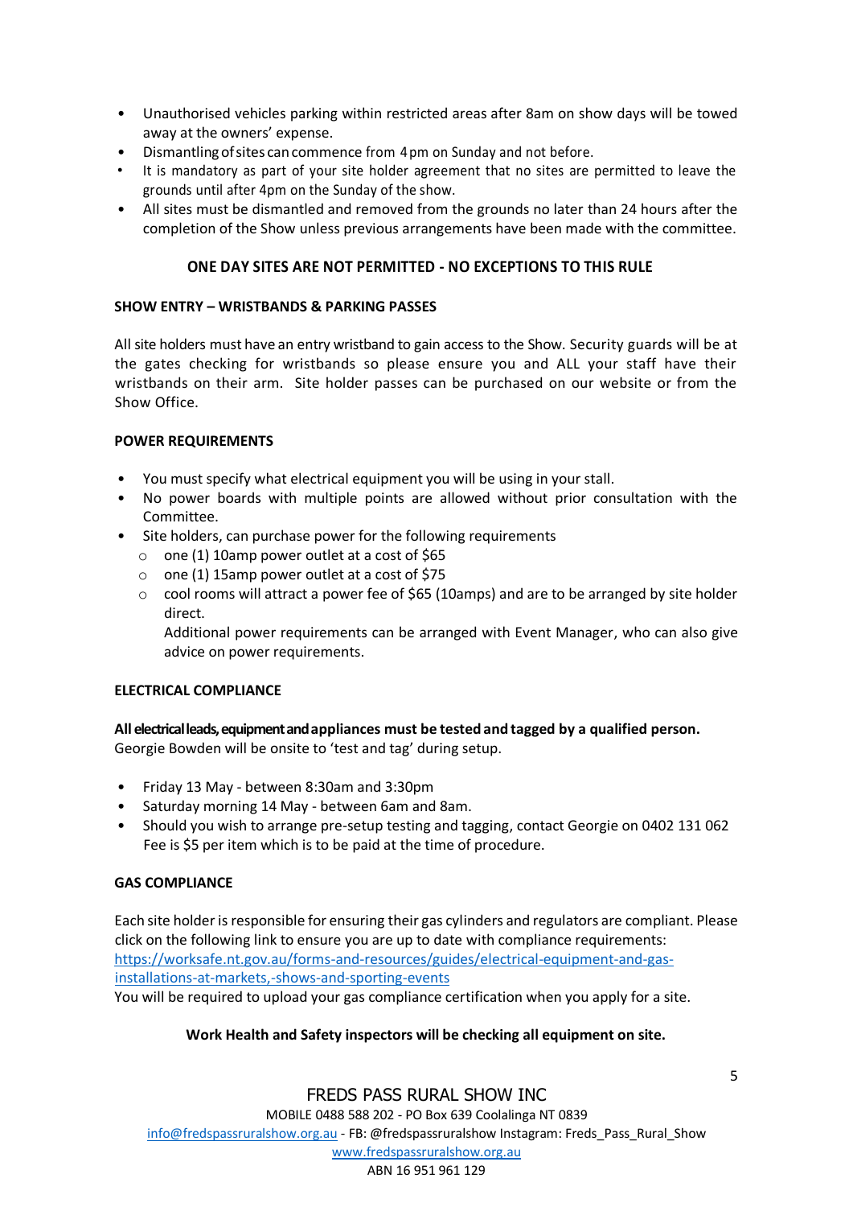- Unauthorised vehicles parking within restricted areas after 8am on show days will be towed away at the owners' expense.
- Dismantling of sites can commence from 4pm on Sunday and not before.
- It is mandatory as part of your site holder agreement that no sites are permitted to leave the grounds until after 4pm on the Sunday of the show.
- All sites must be dismantled and removed from the grounds no later than 24 hours after the completion of the Show unless previous arrangements have been made with the committee.

**ONE DAY SITES ARE NOT PERMITTED - NO EXCEPTIONS TO THIS RULE**

**SHOW ENTRY – WRISTBANDS & PARKING PASSES**

All site holders must have an entry wristband to gain access to the Show. Security guards will be at the gates checking for wristbands so please ensure you and ALL your staff have their wristbands on their arm. Site holder passes can be purchased on our website or from the Show Office.

**POWER REQUIREMENTS**

- You must specify what electrical equipment you will be using in your stall.
- No power boards with multiple points are allowed without prior consultation with the Committee.
- Site holders, can purchase power for the following requirements
  - one (1) 10amp power outlet at a cost of $65
  - one (1) 15amp power outlet at a cost of $75
  - cool rooms will attract a power fee of $65 (10amps) and are to be arranged by site holder direct.
    
    Additional power requirements can be arranged with Event Manager, who can also give advice on power requirements.

**ELECTRICAL COMPLIANCE**

**All electrical leads, equipment and appliances must be tested and tagged by a qualified person.**
Georgie Bowden will be onsite to 'test and tag' during setup.

- Friday 13 May - between 8:30am and 3:30pm
- Saturday morning 14 May - between 6am and 8am.
- Should you wish to arrange pre-setup testing and tagging, contact Georgie on 0402 131 062 Fee is $5 per item which is to be paid at the time of procedure.

**GAS COMPLIANCE**

Each site holder is responsible for ensuring their gas cylinders and regulators are compliant. Please click on the following link to ensure you are up to date with compliance requirements:
[https://worksafe.nt.gov.au/forms-and-resources/guides/electrical-equipment-and-gas-installations-at-markets,-shows-and-sporting-events](https://worksafe.nt.gov.au/forms-and-resources/guides/electrical-equipment-and-gas-installations-at-markets,-shows-and-sporting-events)
You will be required to upload your gas compliance certification when you apply for a site.

**Work Health and Safety inspectors will be checking all equipment on site.**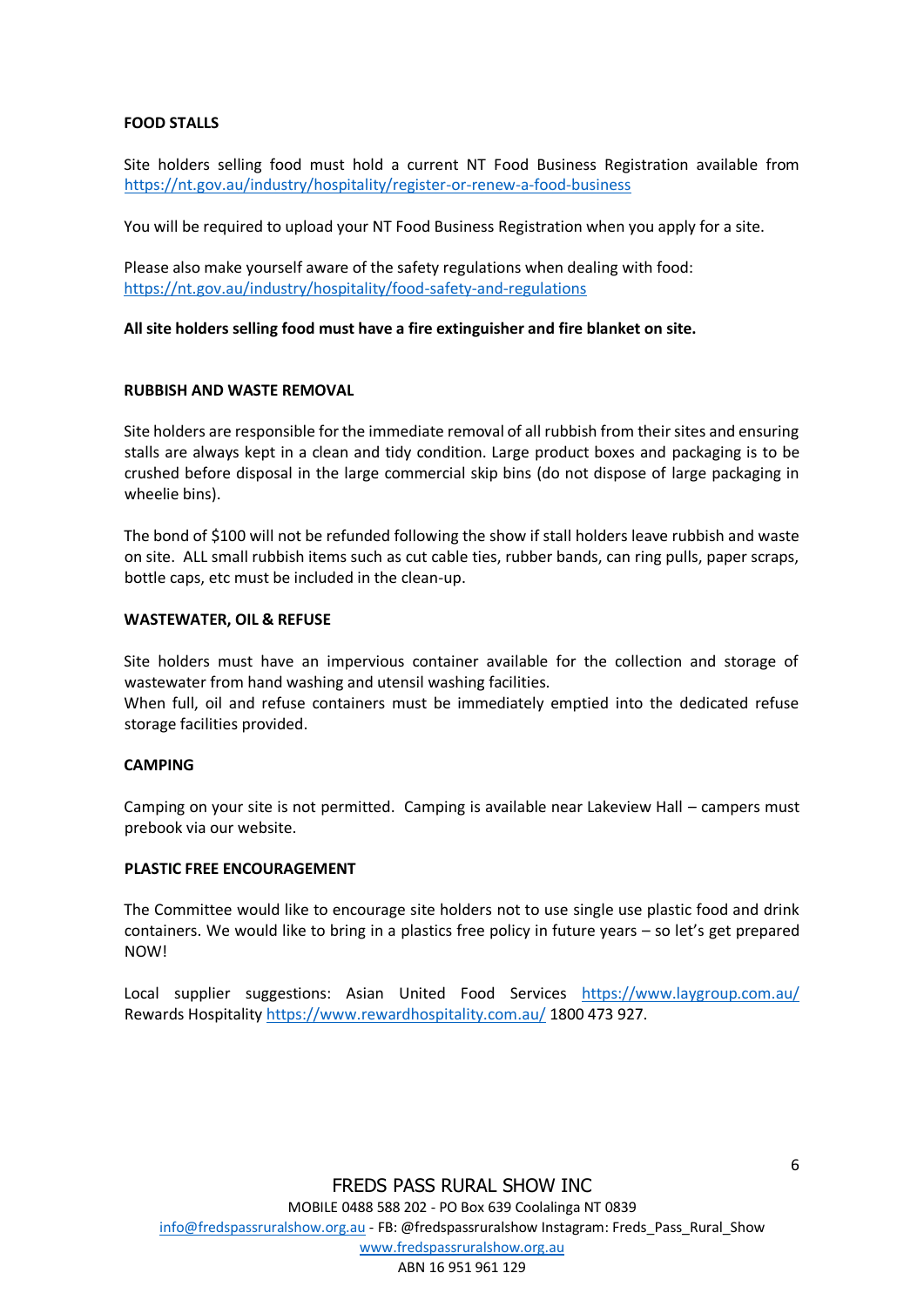**FOOD STALLS**

Site holders selling food must hold a current NT Food Business Registration available from https://nt.gov.au/industry/hospitality/register-or-renew-a-food-business

You will be required to upload your NT Food Business Registration when you apply for a site.

Please also make yourself aware of the safety regulations when dealing with food: https://nt.gov.au/industry/hospitality/food-safety-and-regulations

**All site holders selling food must have a fire extinguisher and fire blanket on site.**

**RUBBISH AND WASTE REMOVAL**

Site holders are responsible for the immediate removal of all rubbish from their sites and ensuring stalls are always kept in a clean and tidy condition. Large product boxes and packaging is to be crushed before disposal in the large commercial skip bins (do not dispose of large packaging in wheelie bins).

The bond of $100 will not be refunded following the show if stall holders leave rubbish and waste on site. ALL small rubbish items such as cut cable ties, rubber bands, can ring pulls, paper scraps, bottle caps, etc must be included in the clean-up.

**WASTEWATER, OIL & REFUSE**

Site holders must have an impervious container available for the collection and storage of wastewater from hand washing and utensil washing facilities.
When full, oil and refuse containers must be immediately emptied into the dedicated refuse storage facilities provided.

**CAMPING**

Camping on your site is not permitted. Camping is available near Lakeview Hall – campers must prebook via our website.

**PLASTIC FREE ENCOURAGEMENT**

The Committee would like to encourage site holders not to use single use plastic food and drink containers. We would like to bring in a plastics free policy in future years – so let's get prepared NOW!

Local supplier suggestions: Asian United Food Services https://www.laygroup.com.au/
Rewards Hospitality https://www.rewardhospitality.com.au/ 1800 473 927.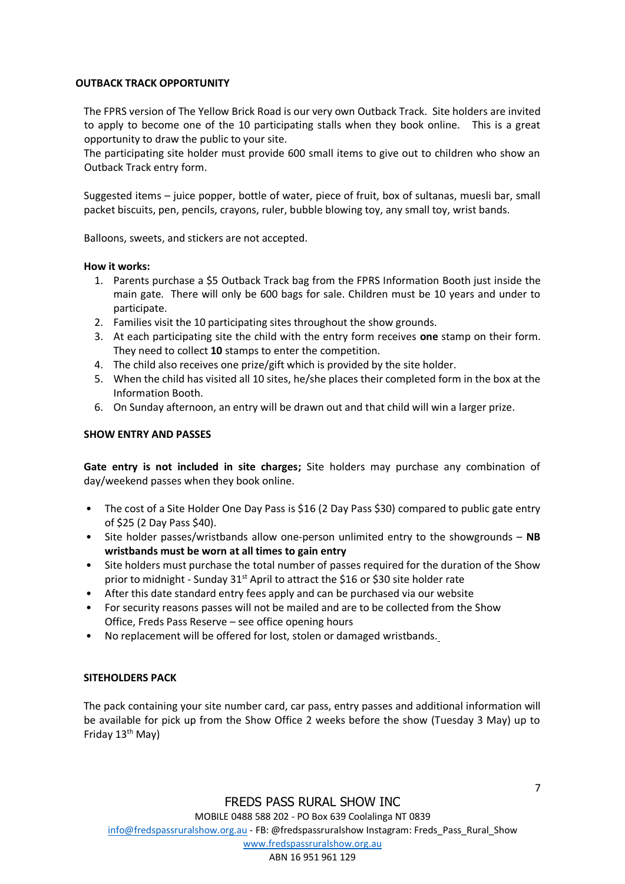## OUTBACK TRACK OPPORTUNITY

The FPRS version of The Yellow Brick Road is our very own Outback Track. Site holders are invited to apply to become one of the 10 participating stalls when they book online. This is a great opportunity to draw the public to your site.

The participating site holder must provide 600 small items to give out to children who show an Outback Track entry form.

Suggested items – juice popper, bottle of water, piece of fruit, box of sultanas, muesli bar, small packet biscuits, pen, pencils, crayons, ruler, bubble blowing toy, any small toy, wrist bands.

Balloons, sweets, and stickers are not accepted.

**How it works:**

1. Parents purchase a $5 Outback Track bag from the FPRS Information Booth just inside the main gate. There will only be 600 bags for sale. Children must be 10 years and under to participate.
2. Families visit the 10 participating sites throughout the show grounds.
3. At each participating site the child with the entry form receives **one** stamp on their form. They need to collect **10** stamps to enter the competition.
4. The child also receives one prize/gift which is provided by the site holder.
5. When the child has visited all 10 sites, he/she places their completed form in the box at the Information Booth.
6. On Sunday afternoon, an entry will be drawn out and that child will win a larger prize.

## SHOW ENTRY AND PASSES

**Gate entry is not included in site charges;** Site holders may purchase any combination of day/weekend passes when they book online.

- The cost of a Site Holder One Day Pass is $16 (2 Day Pass $30) compared to public gate entry of $25 (2 Day Pass $40).
- Site holder passes/wristbands allow one-person unlimited entry to the showgrounds – **NB wristbands must be worn at all times to gain entry**
- Site holders must purchase the total number of passes required for the duration of the Show prior to midnight - Sunday 31st April to attract the $16 or $30 site holder rate
- After this date standard entry fees apply and can be purchased via our website
- For security reasons passes will not be mailed and are to be collected from the Show Office, Freds Pass Reserve – see office opening hours
- No replacement will be offered for lost, stolen or damaged wristbands.

## SITEHOLDERS PACK

The pack containing your site number card, car pass, entry passes and additional information will be available for pick up from the Show Office 2 weeks before the show (Tuesday 3 May) up to Friday 13th May)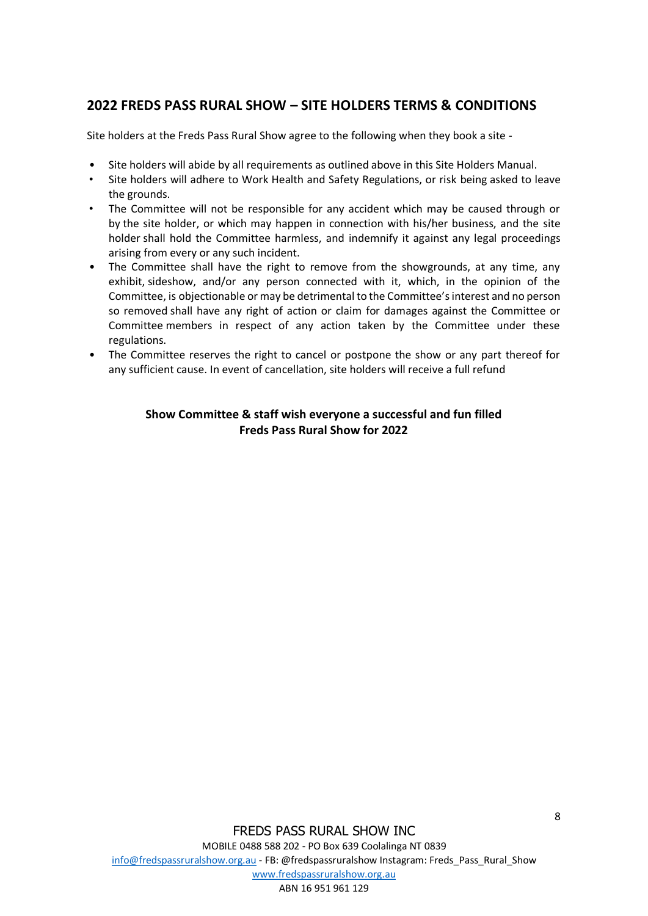## 2022 FREDS PASS RURAL SHOW – SITE HOLDERS TERMS & CONDITIONS

Site holders at the Freds Pass Rural Show agree to the following when they book a site -

- Site holders will abide by all requirements as outlined above in this Site Holders Manual.
- Site holders will adhere to Work Health and Safety Regulations, or risk being asked to leave the grounds.
- The Committee will not be responsible for any accident which may be caused through or by the site holder, or which may happen in connection with his/her business, and the site holder shall hold the Committee harmless, and indemnify it against any legal proceedings arising from every or any such incident.
- The Committee shall have the right to remove from the showgrounds, at any time, any exhibit, sideshow, and/or any person connected with it, which, in the opinion of the Committee, is objectionable or may be detrimental to the Committee's interest and no person so removed shall have any right of action or claim for damages against the Committee or Committee members in respect of any action taken by the Committee under these regulations.
- The Committee reserves the right to cancel or postpone the show or any part thereof for any sufficient cause. In event of cancellation, site holders will receive a full refund

**Show Committee & staff wish everyone a successful and fun filled Freds Pass Rural Show for 2022**

FREDS PASS RURAL SHOW INC
MOBILE 0488 588 202 - PO Box 639 Coolalinga NT 0839
info@fredspassruralshow.org.au - FB: @fredspassruralshow Instagram: Freds_Pass_Rural_Show
www.fredspassruralshow.org.au
ABN 16 951 961 129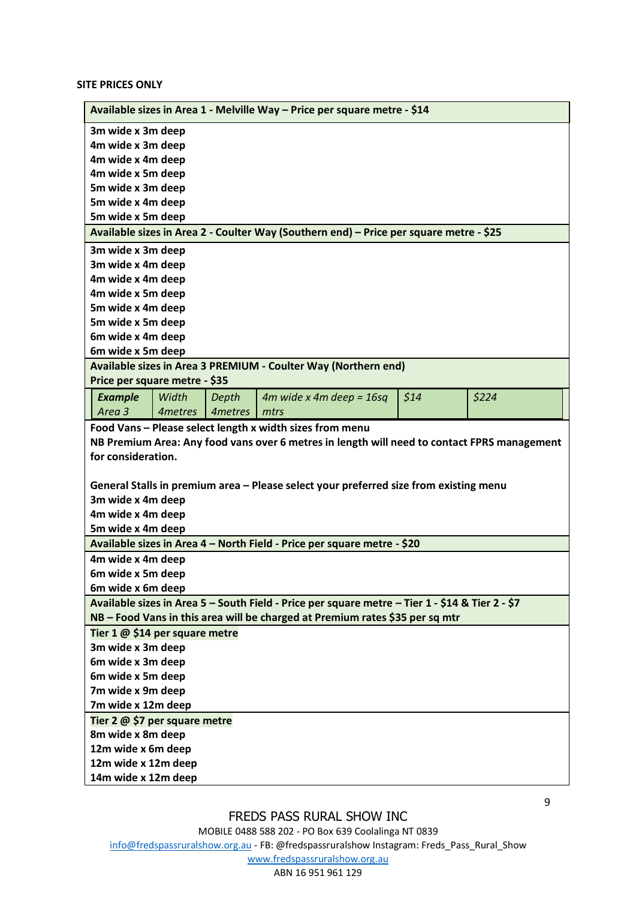**SITE PRICES ONLY**

**Available sizes in Area 1 - Melville Way – Price per square metre - $14**

**3m wide x 3m deep**
**4m wide x 3m deep**
**4m wide x 4m deep**
**4m wide x 5m deep**
**5m wide x 3m deep**
**5m wide x 4m deep**
**5m wide x 5m deep**

**Available sizes in Area 2 - Coulter Way (Southern end) – Price per square metre - $25**

**3m wide x 3m deep**
**3m wide x 4m deep**
**4m wide x 4m deep**
**4m wide x 5m deep**
**5m wide x 4m deep**
**5m wide x 5m deep**
**6m wide x 4m deep**
**6m wide x 5m deep**

**Available sizes in Area 3 PREMIUM - Coulter Way (Northern end)**
**Price per square metre - $35**

| ***Example*** *Area 3* | *Width 4metres* | *Depth 4metres* | *4m wide x 4m deep = 16sq mtrs* | *$14* | *$224* |
|---|---|---|---|---|---|

**Food Vans – Please select length x width sizes from menu**
**NB Premium Area: Any food vans over 6 metres in length will need to contact FPRS management for consideration.**

**General Stalls in premium area – Please select your preferred size from existing menu**
**3m wide x 4m deep**
**4m wide x 4m deep**
**5m wide x 4m deep**

**Available sizes in Area 4 – North Field - Price per square metre - $20**

**4m wide x 4m deep**
**6m wide x 5m deep**
**6m wide x 6m deep**

**Available sizes in Area 5 – South Field - Price per square metre – Tier 1 - $14 & Tier 2 - $7**
**NB – Food Vans in this area will be charged at Premium rates $35 per sq mtr**

**Tier 1 @ $14 per square metre**
**3m wide x 3m deep**
**6m wide x 3m deep**
**6m wide x 5m deep**
**7m wide x 9m deep**
**7m wide x 12m deep**

**Tier 2 @ $7 per square metre**
**8m wide x 8m deep**
**12m wide x 6m deep**
**12m wide x 12m deep**
**14m wide x 12m deep**

FREDS PASS RURAL SHOW INC
MOBILE 0488 588 202 - PO Box 639 Coolalinga NT 0839
info@fredspassruralshow.org.au - FB: @fredspassruralshow Instagram: Freds_Pass_Rural_Show
www.fredspassruralshow.org.au
ABN 16 951 961 129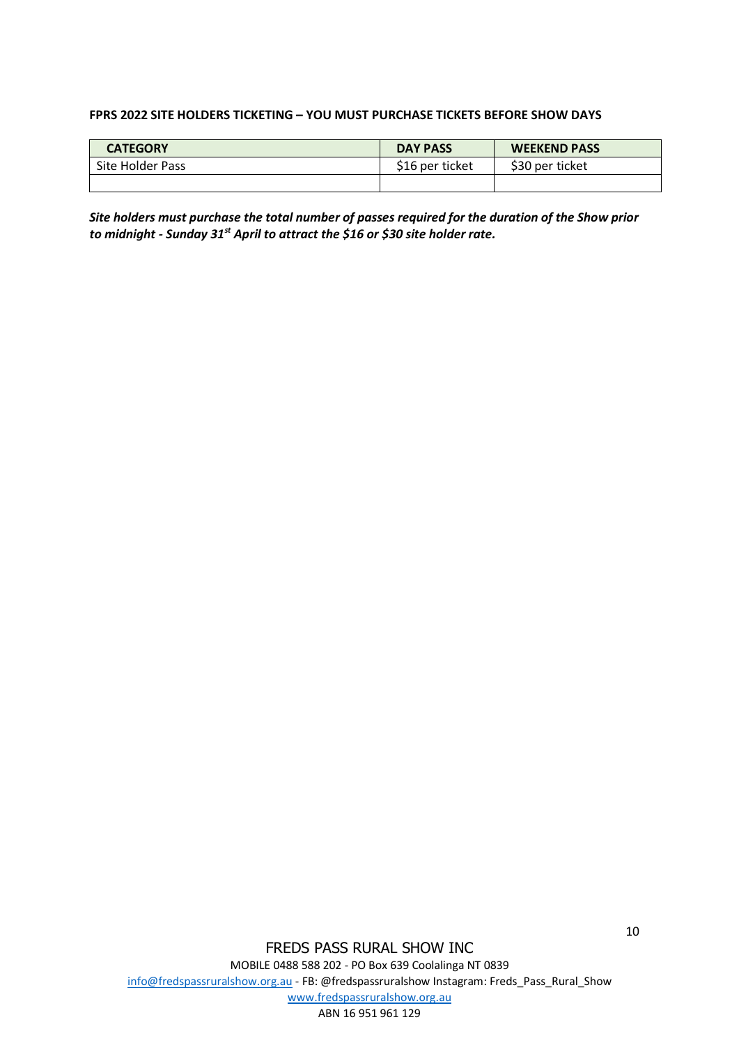**FPRS 2022 SITE HOLDERS TICKETING – YOU MUST PURCHASE TICKETS BEFORE SHOW DAYS**

| CATEGORY | DAY PASS | WEEKEND PASS |
| --- | --- | --- |
| Site Holder Pass | $16 per ticket | $30 per ticket |
| | | |

***Site holders must purchase the total number of passes required for the duration of the Show prior to midnight - Sunday 31st April to attract the $16 or $30 site holder rate.***

FREDS PASS RURAL SHOW INC

MOBILE 0488 588 202 - PO Box 639 Coolalinga NT 0839

info@fredspassruralshow.org.au - FB: @fredspassruralshow Instagram: Freds_Pass_Rural_Show

www.fredspassruralshow.org.au

ABN 16 951 961 129